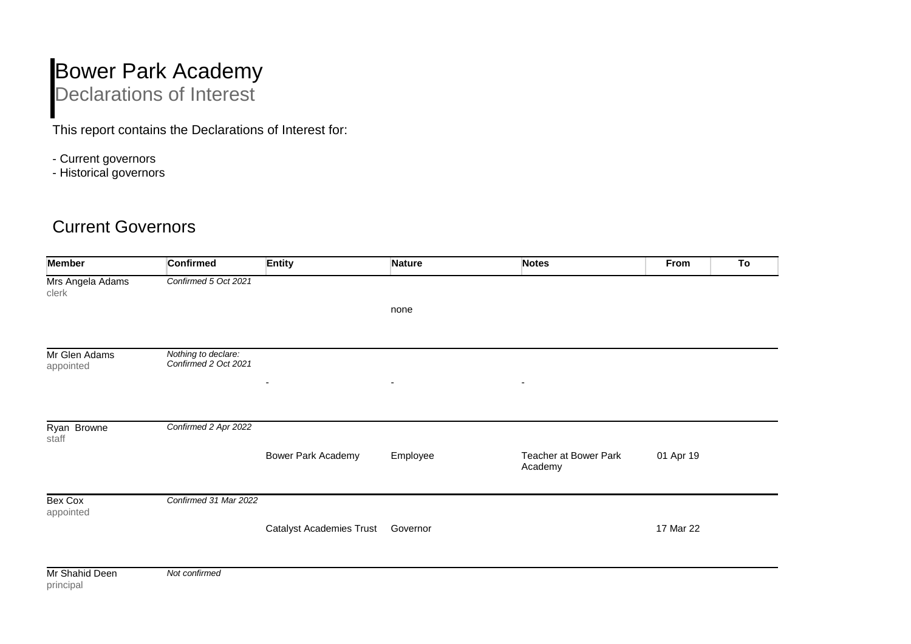# Bower Park Academy

## Declarations of Interest

This report contains the Declarations of Interest for:

- Current governors
- Historical governors

## Current Governors

| Member | Confirmed | Entity | Nature | Notes | From | To |
|---|---|---|---|---|---|---|
| Mrs Angela Adams<br>clerk | *Confirmed 5 Oct 2021* | | none | | | |
| Mr Glen Adams<br>appointed | *Nothing to declare: Confirmed 2 Oct 2021* | - | - | - | | |
| Ryan Browne<br>staff | *Confirmed 2 Apr 2022* | Bower Park Academy | Employee | Teacher at Bower Park Academy | 01 Apr 19 | |
| Bex Cox<br>appointed | *Confirmed 31 Mar 2022* | Catalyst Academies Trust | Governor | | 17 Mar 22 | |
| Mr Shahid Deen<br>principal | *Not confirmed* | | | | | |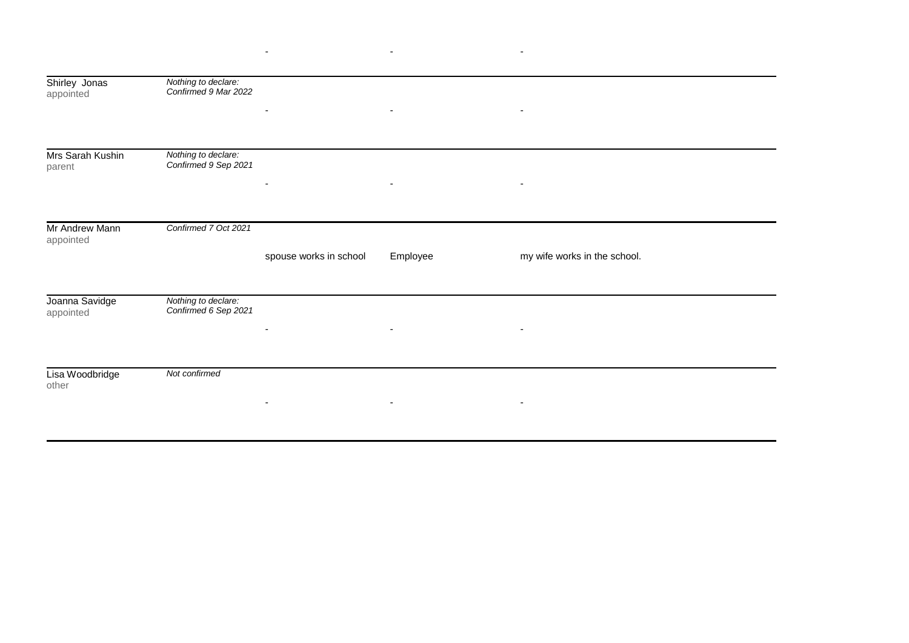| | | - | - | - |
|---|---|---|---|---|
| Shirley Jonas<br>appointed | *Nothing to declare: Confirmed 9 Mar 2022* | - | - | - |
| Mrs Sarah Kushin<br>parent | *Nothing to declare: Confirmed 9 Sep 2021* | - | - | - |
| Mr Andrew Mann<br>appointed | *Confirmed 7 Oct 2021* | spouse works in school | Employee | my wife works in the school. |
| Joanna Savidge<br>appointed | *Nothing to declare: Confirmed 6 Sep 2021* | - | - | - |
| Lisa Woodbridge<br>other | *Not confirmed* | - | - | - |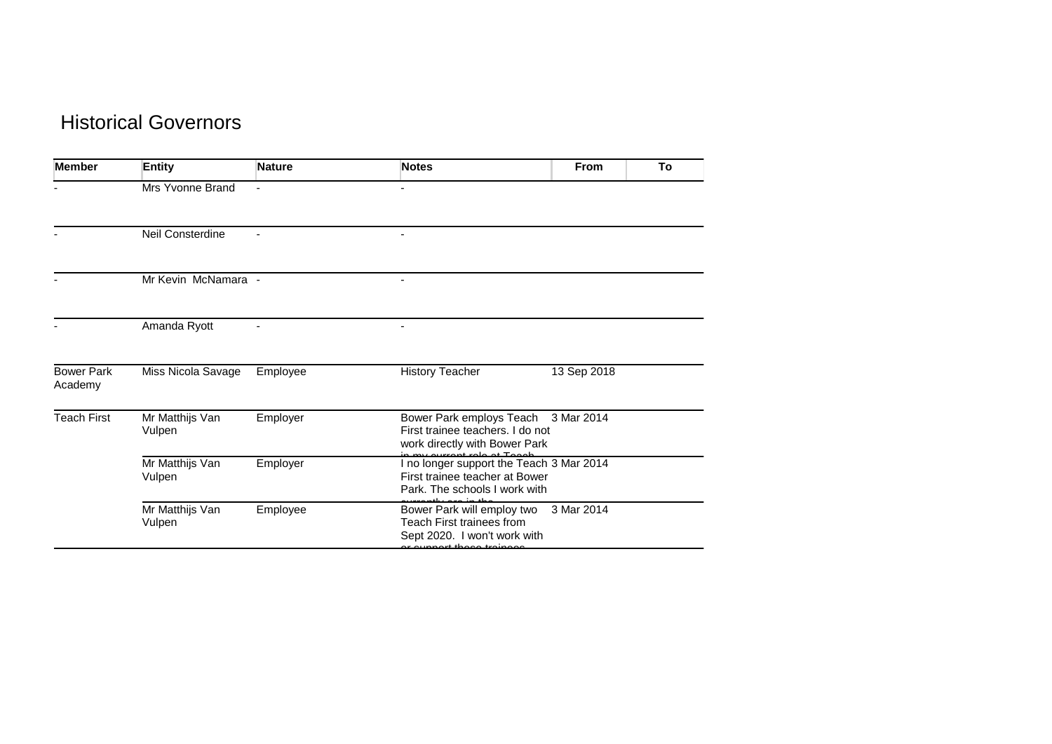# Historical Governors

| Member | Entity | Nature | Notes | From | To |
|---|---|---|---|---|---|
| - | Mrs Yvonne Brand | - | - | | |
| - | Neil Consterdine | - | - | | |
| - | Mr Kevin McNamara | - | - | | |
| - | Amanda Ryott | - | - | | |
| Bower Park Academy | Miss Nicola Savage | Employee | History Teacher | 13 Sep 2018 | |
| Teach First | Mr Matthijs Van Vulpen | Employer | Bower Park employs Teach First trainee teachers. I do not work directly with Bower Park in my current role at Teach | 3 Mar 2014 | |
| | Mr Matthijs Van Vulpen | Employer | I no longer support the Teach First trainee teacher at Bower Park. The schools I work with currently are in the | 3 Mar 2014 | |
| | Mr Matthijs Van Vulpen | Employee | Bower Park will employ two Teach First trainees from Sept 2020. I won't work with or support these trainees | 3 Mar 2014 | |